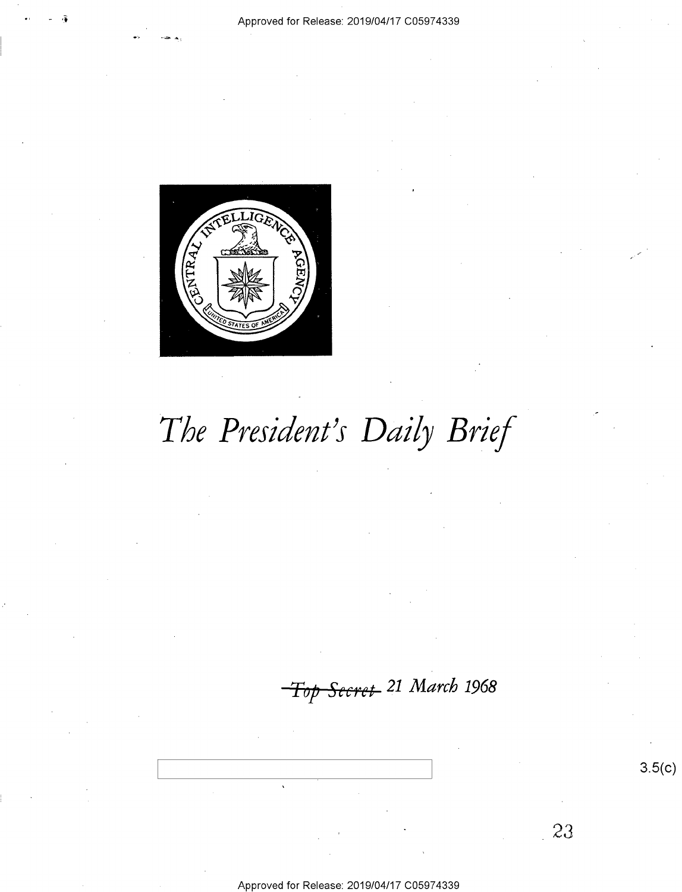# The President's Daily Brief

~~Top Secret~~ 21 March 1968

3.5(c)

23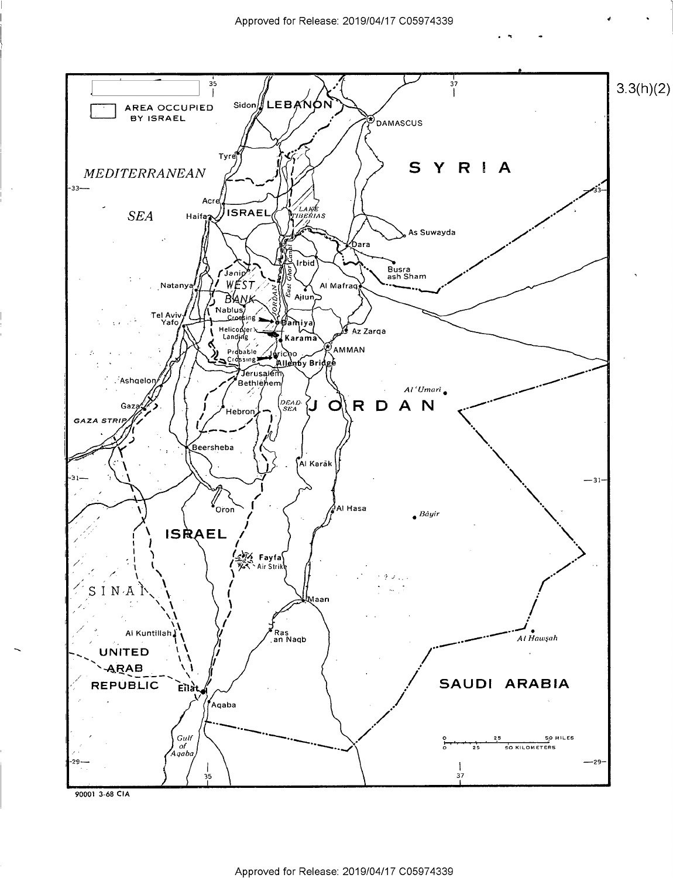3.3(h)(2)

AREA OCCUPIED BY ISRAEL

90001 3-68 CIA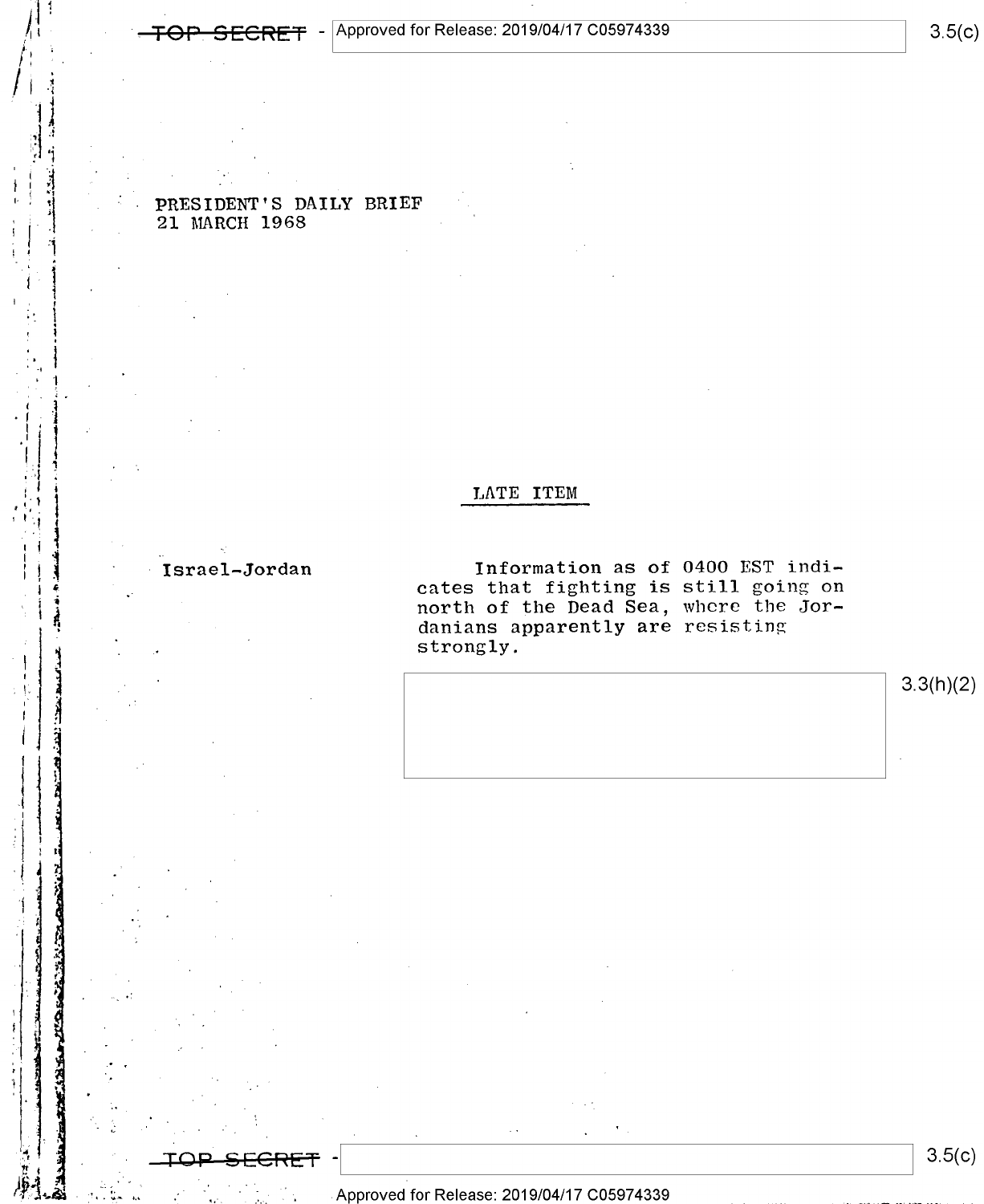PRESIDENT'S DAILY BRIEF
21 MARCH 1968

## LATE ITEM

**Israel-Jordan**

Information as of 0400 EST indicates that fighting is still going on north of the Dead Sea, where the Jordanians apparently are resisting strongly.

3.3(h)(2)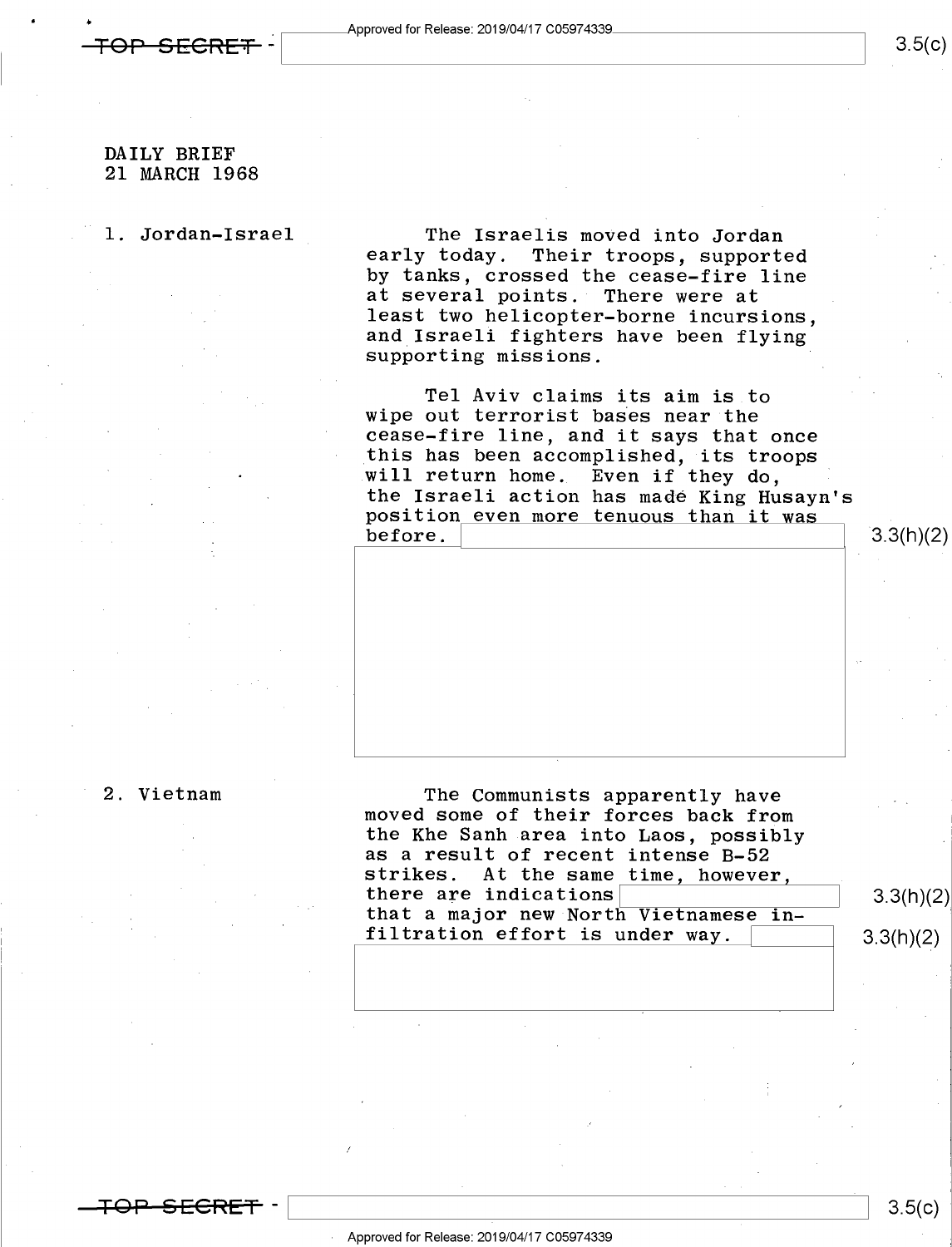DAILY BRIEF
21 MARCH 1968

1. Jordan-Israel

The Israelis moved into Jordan early today. Their troops, supported by tanks, crossed the cease-fire line at several points. There were at least two helicopter-borne incursions, and Israeli fighters have been flying supporting missions.

Tel Aviv claims its aim is to wipe out terrorist bases near the cease-fire line, and it says that once this has been accomplished, its troops will return home. Even if they do, the Israeli action has made King Husayn's position even more tenuous than it was before.

2. Vietnam

The Communists apparently have moved some of their forces back from the Khe Sanh area into Laos, possibly as a result of recent intense B-52 strikes. At the same time, however, there are indications that a major new North Vietnamese infiltration effort is under way.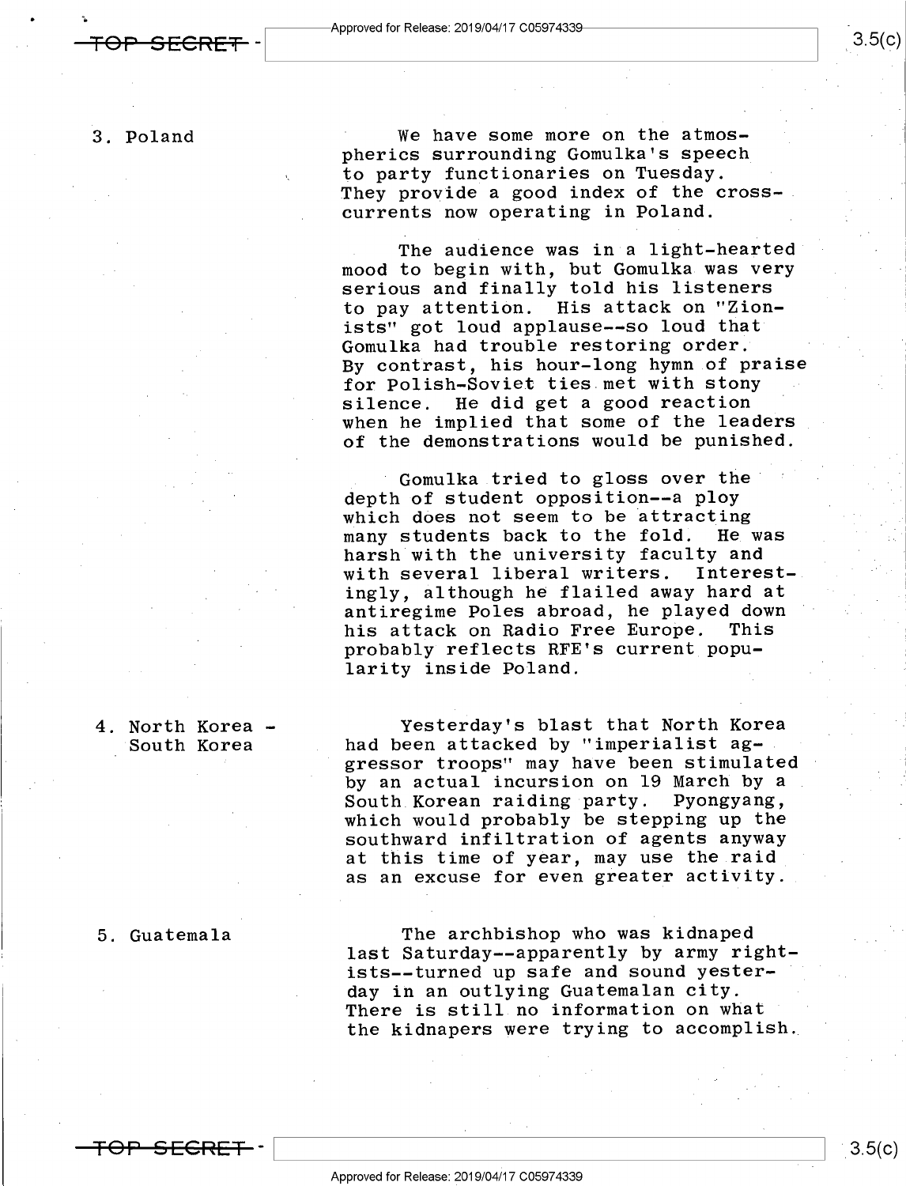3. Poland

We have some more on the atmospherics surrounding Gomulka's speech to party functionaries on Tuesday. They provide a good index of the cross-currents now operating in Poland.

The audience was in a light-hearted mood to begin with, but Gomulka was very serious and finally told his listeners to pay attention. His attack on "Zionists" got loud applause--so loud that Gomulka had trouble restoring order. By contrast, his hour-long hymn of praise for Polish-Soviet ties met with stony silence. He did get a good reaction when he implied that some of the leaders of the demonstrations would be punished.

Gomulka tried to gloss over the depth of student opposition--a ploy which does not seem to be attracting many students back to the fold. He was harsh with the university faculty and with several liberal writers. Interestingly, although he flailed away hard at antiregime Poles abroad, he played down his attack on Radio Free Europe. This probably reflects RFE's current popularity inside Poland.

4. North Korea - South Korea

Yesterday's blast that North Korea had been attacked by "imperialist aggressor troops" may have been stimulated by an actual incursion on 19 March by a South Korean raiding party. Pyongyang, which would probably be stepping up the southward infiltration of agents anyway at this time of year, may use the raid as an excuse for even greater activity.

5. Guatemala

The archbishop who was kidnaped last Saturday--apparently by army rightists--turned up safe and sound yesterday in an outlying Guatemalan city. There is still no information on what the kidnapers were trying to accomplish.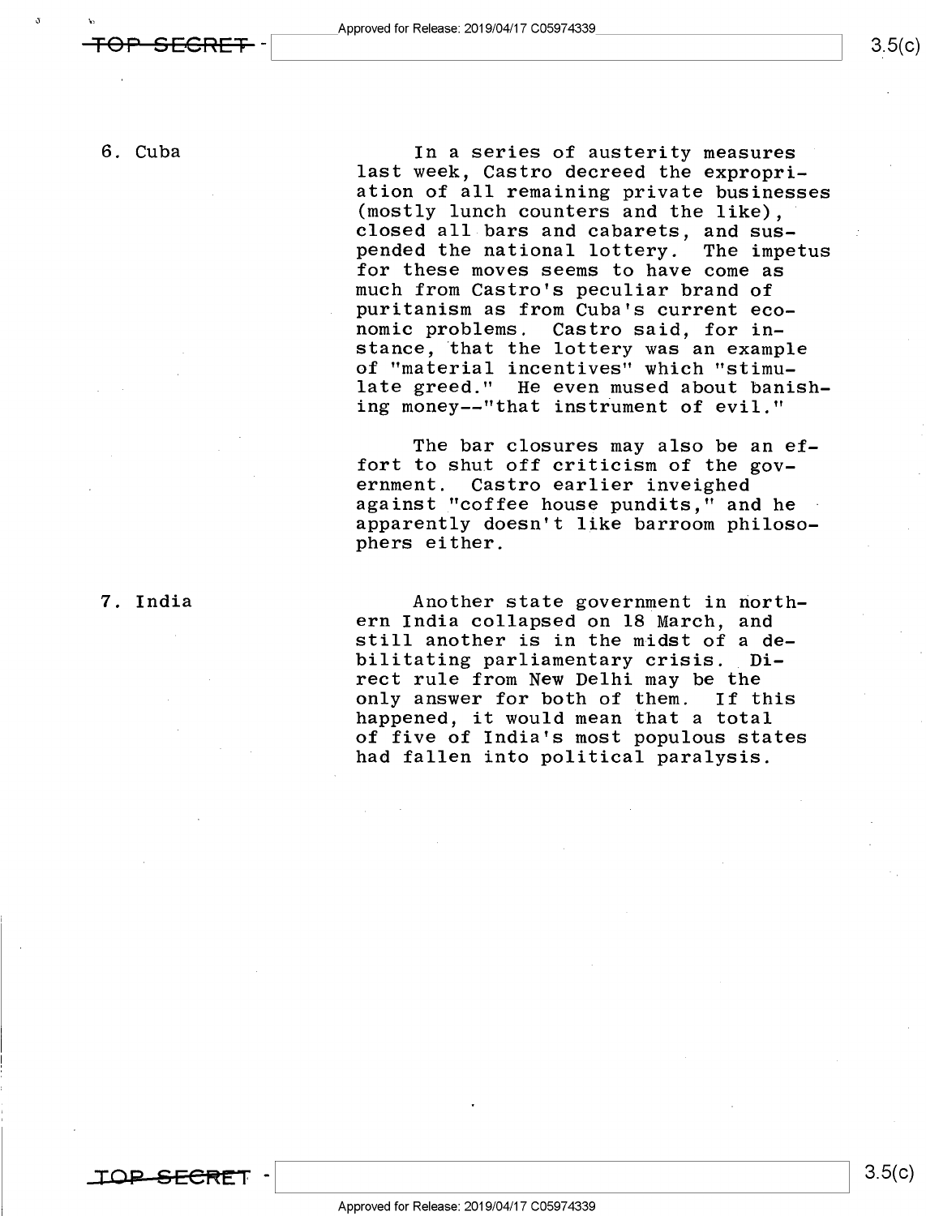## 6. Cuba

In a series of austerity measures last week, Castro decreed the expropriation of all remaining private businesses (mostly lunch counters and the like), closed all bars and cabarets, and suspended the national lottery. The impetus for these moves seems to have come as much from Castro's peculiar brand of puritanism as from Cuba's current economic problems. Castro said, for instance, that the lottery was an example of "material incentives" which "stimulate greed." He even mused about banishing money--"that instrument of evil."

The bar closures may also be an effort to shut off criticism of the government. Castro earlier inveighed against "coffee house pundits," and he apparently doesn't like barroom philosophers either.

## 7. India

Another state government in northern India collapsed on 18 March, and still another is in the midst of a debilitating parliamentary crisis. Direct rule from New Delhi may be the only answer for both of them. If this happened, it would mean that a total of five of India's most populous states had fallen into political paralysis.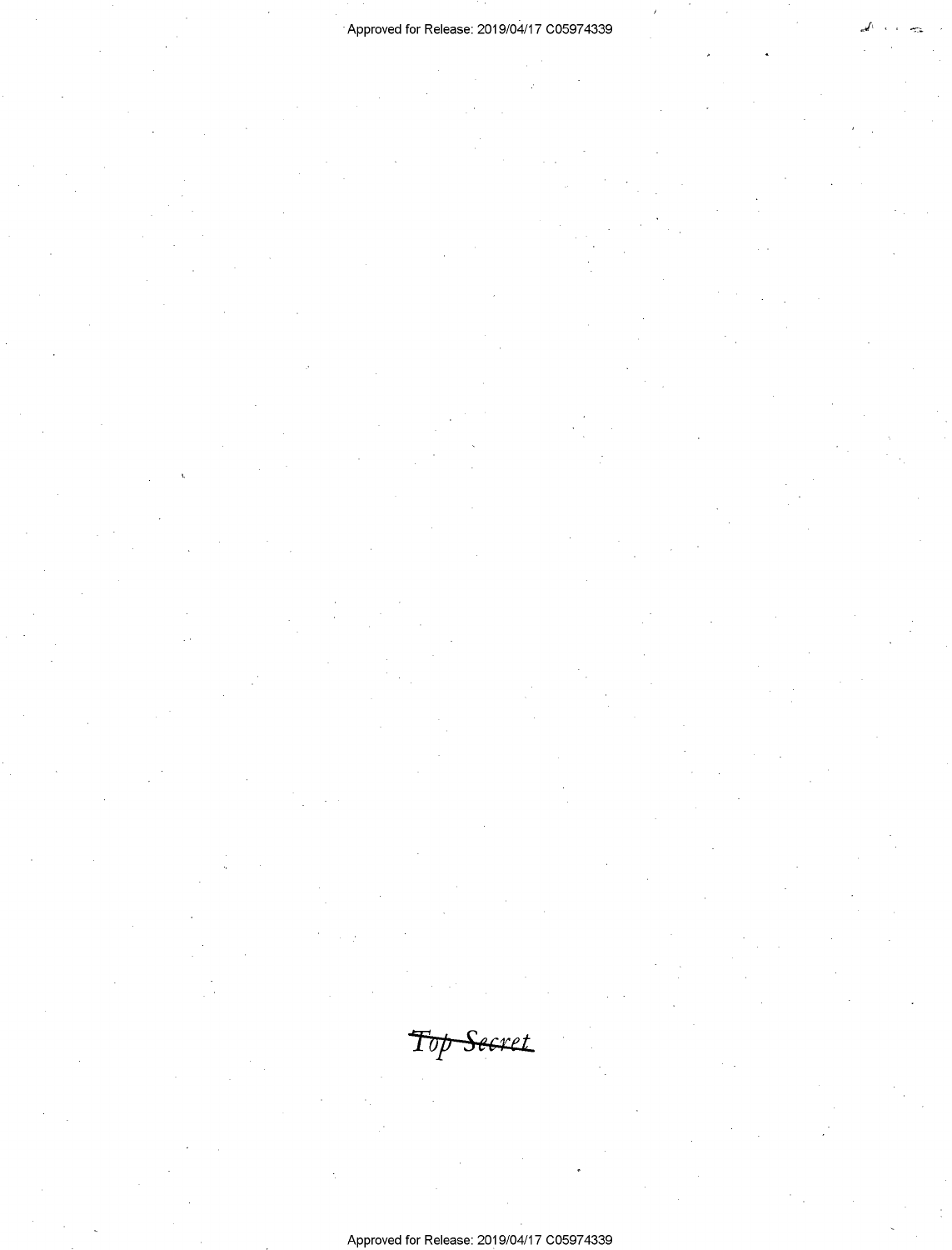~~Top Secret~~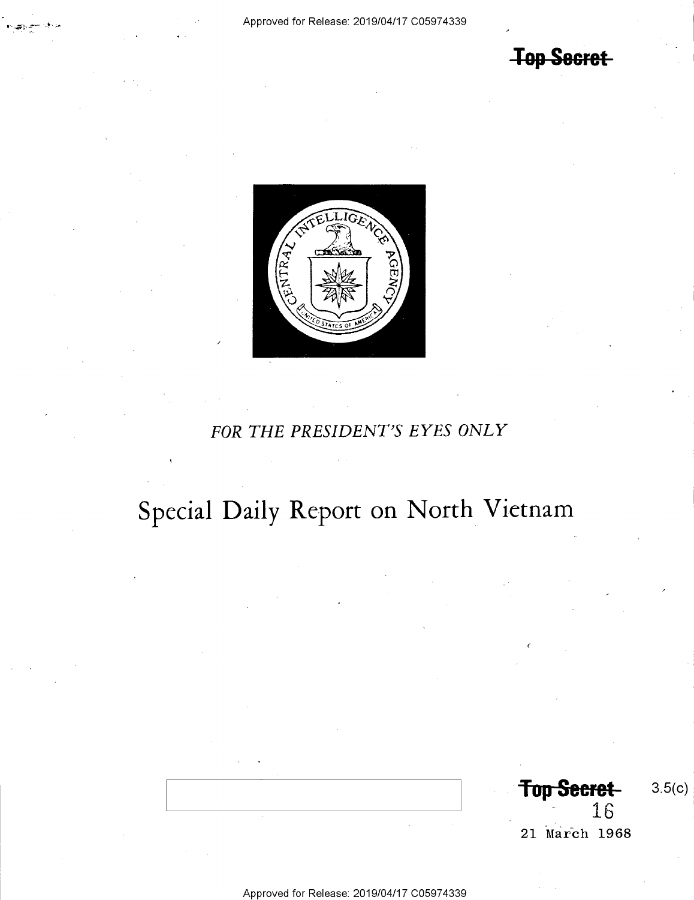~~Top Secret~~

FOR THE PRESIDENT'S EYES ONLY

# Special Daily Report on North Vietnam

~~Top Secret~~ 3.5(c)

16

21 March 1968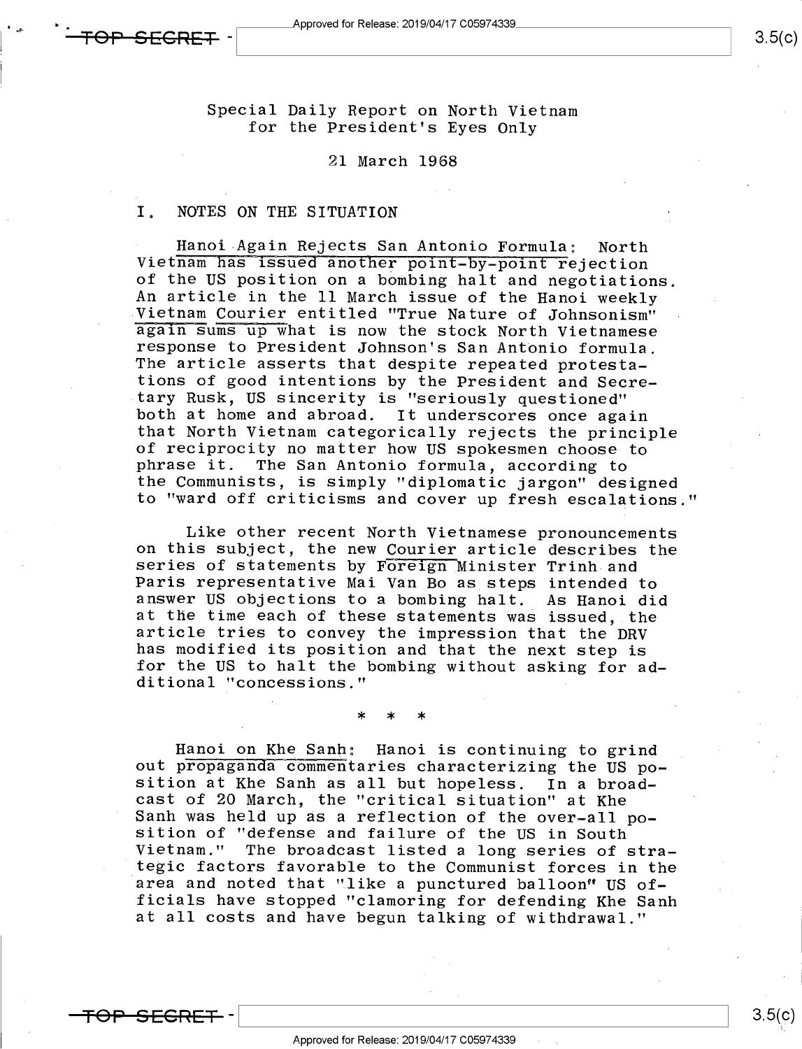Special Daily Report on North Vietnam
for the President's Eyes Only

21 March 1968

## I. NOTES ON THE SITUATION

Hanoi Again Rejects San Antonio Formula: North Vietnam has issued another point-by-point rejection of the US position on a bombing halt and negotiations. An article in the 11 March issue of the Hanoi weekly Vietnam Courier entitled "True Nature of Johnsonism" again sums up what is now the stock North Vietnamese response to President Johnson's San Antonio formula. The article asserts that despite repeated protestations of good intentions by the President and Secretary Rusk, US sincerity is "seriously questioned" both at home and abroad. It underscores once again that North Vietnam categorically rejects the principle of reciprocity no matter how US spokesmen choose to phrase it. The San Antonio formula, according to the Communists, is simply "diplomatic jargon" designed to "ward off criticisms and cover up fresh escalations."

Like other recent North Vietnamese pronouncements on this subject, the new Courier article describes the series of statements by Foreign Minister Trinh and Paris representative Mai Van Bo as steps intended to answer US objections to a bombing halt. As Hanoi did at the time each of these statements was issued, the article tries to convey the impression that the DRV has modified its position and that the next step is for the US to halt the bombing without asking for additional "concessions."

\* \* \*

Hanoi on Khe Sanh: Hanoi is continuing to grind out propaganda commentaries characterizing the US position at Khe Sanh as all but hopeless. In a broadcast of 20 March, the "critical situation" at Khe Sanh was held up as a reflection of the over-all position of "defense and failure of the US in South Vietnam." The broadcast listed a long series of strategic factors favorable to the Communist forces in the area and noted that "like a punctured balloon" US officials have stopped "clamoring for defending Khe Sanh at all costs and have begun talking of withdrawal."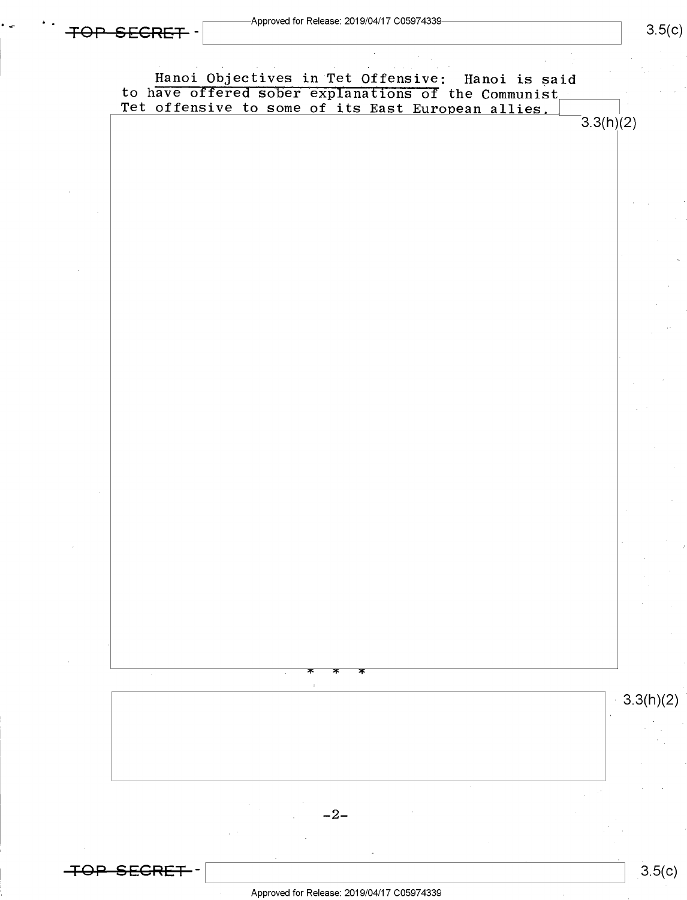Hanoi Objectives in Tet Offensive: Hanoi is said to have offered sober explanations of the Communist Tet offensive to some of its East European allies.

3.3(h)(2)

\* \* \*

3.3(h)(2)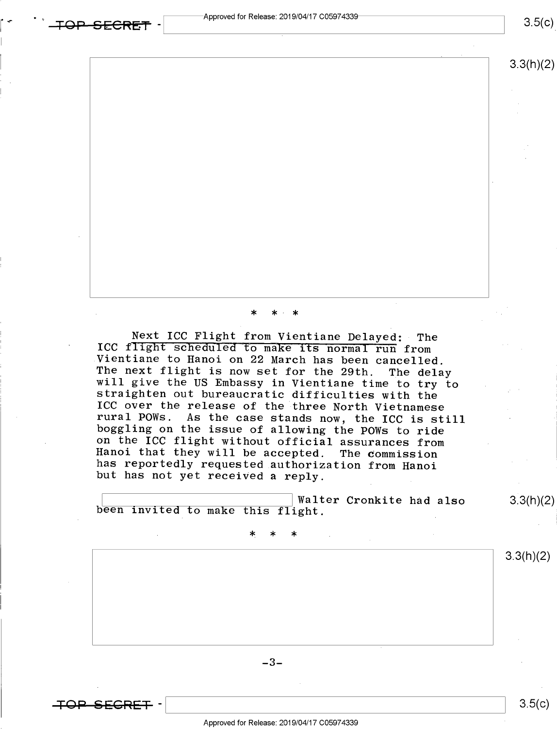* * *

Next ICC Flight from Vientiane Delayed: The ICC flight scheduled to make its normal run from Vientiane to Hanoi on 22 March has been cancelled. The next flight is now set for the 29th. The delay will give the US Embassy in Vientiane time to try to straighten out bureaucratic difficulties with the ICC over the release of the three North Vietnamese rural POWs. As the case stands now, the ICC is still boggling on the issue of allowing the POWs to ride on the ICC flight without official assurances from Hanoi that they will be accepted. The commission has reportedly requested authorization from Hanoi but has not yet received a reply.

Walter Cronkite had also been invited to make this flight.

* * *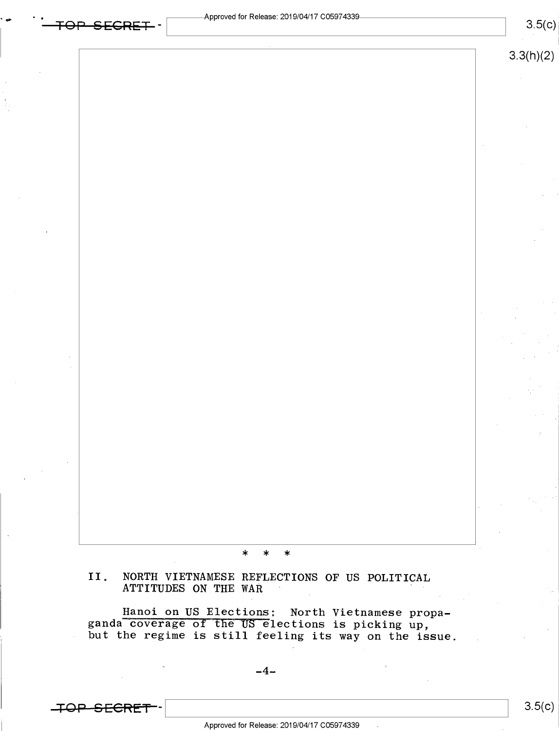\* \* \*

## II. NORTH VIETNAMESE REFLECTIONS OF US POLITICAL ATTITUDES ON THE WAR

Hanoi on US Elections: North Vietnamese propaganda coverage of the US elections is picking up, but the regime is still feeling its way on the issue.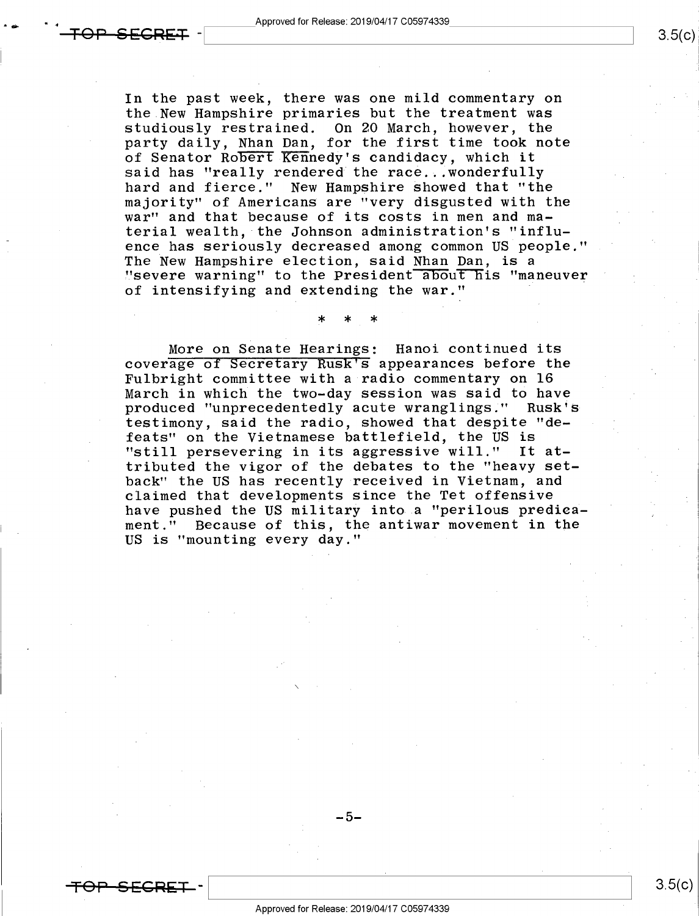In the past week, there was one mild commentary on the New Hampshire primaries but the treatment was studiously restrained. On 20 March, however, the party daily, Nhan Dan, for the first time took note of Senator Robert Kennedy's candidacy, which it said has "really rendered the race...wonderfully hard and fierce." New Hampshire showed that "the majority" of Americans are "very disgusted with the war" and that because of its costs in men and material wealth, the Johnson administration's "influence has seriously decreased among common US people." The New Hampshire election, said Nhan Dan, is a "severe warning" to the President about his "maneuver of intensifying and extending the war."

\* \* \*

More on Senate Hearings: Hanoi continued its coverage of Secretary Rusk's appearances before the Fulbright committee with a radio commentary on 16 March in which the two-day session was said to have produced "unprecedentedly acute wranglings." Rusk's testimony, said the radio, showed that despite "defeats" on the Vietnamese battlefield, the US is "still persevering in its aggressive will." It attributed the vigor of the debates to the "heavy setback" the US has recently received in Vietnam, and claimed that developments since the Tet offensive have pushed the US military into a "perilous predicament." Because of this, the antiwar movement in the US is "mounting every day."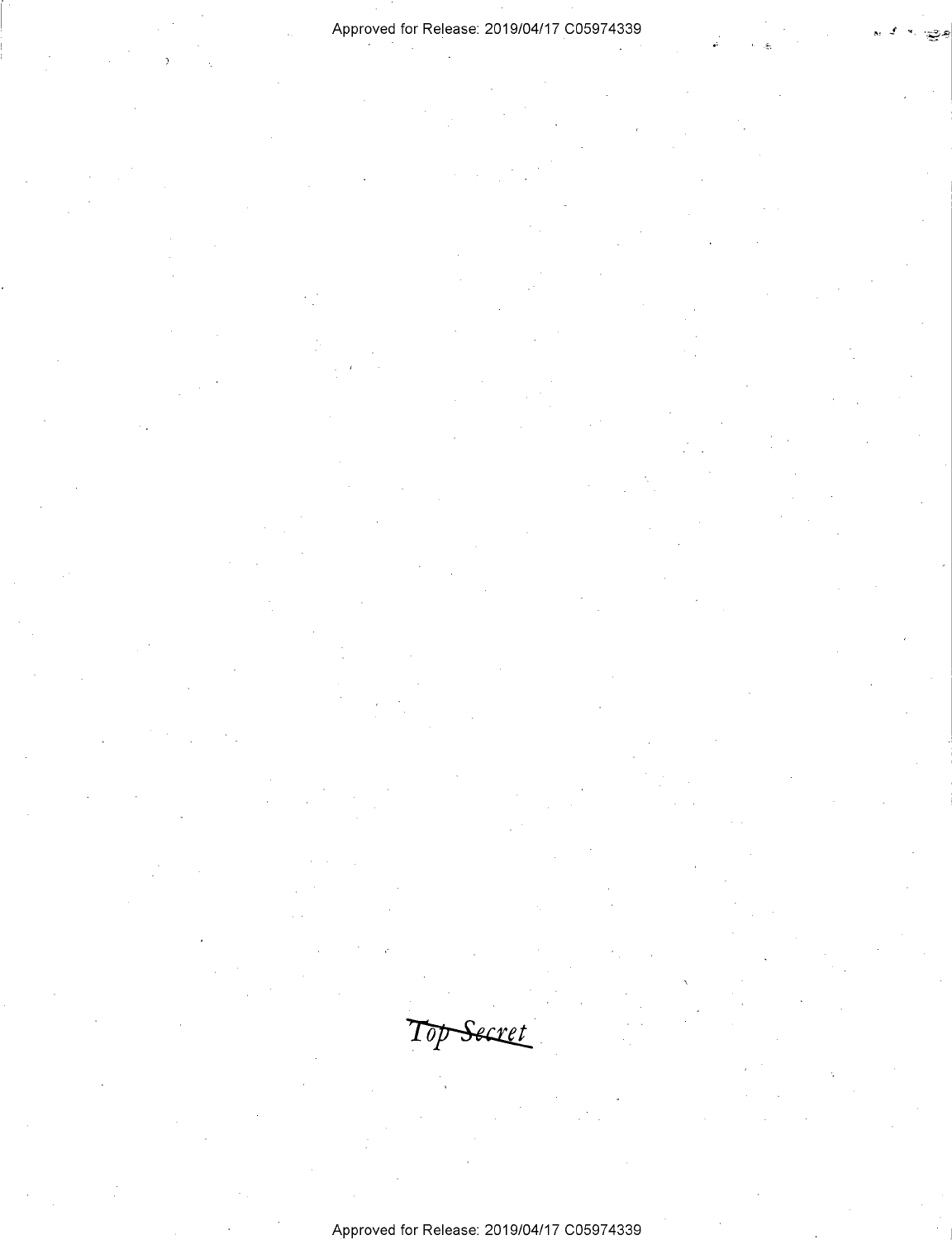~~Top Secret~~